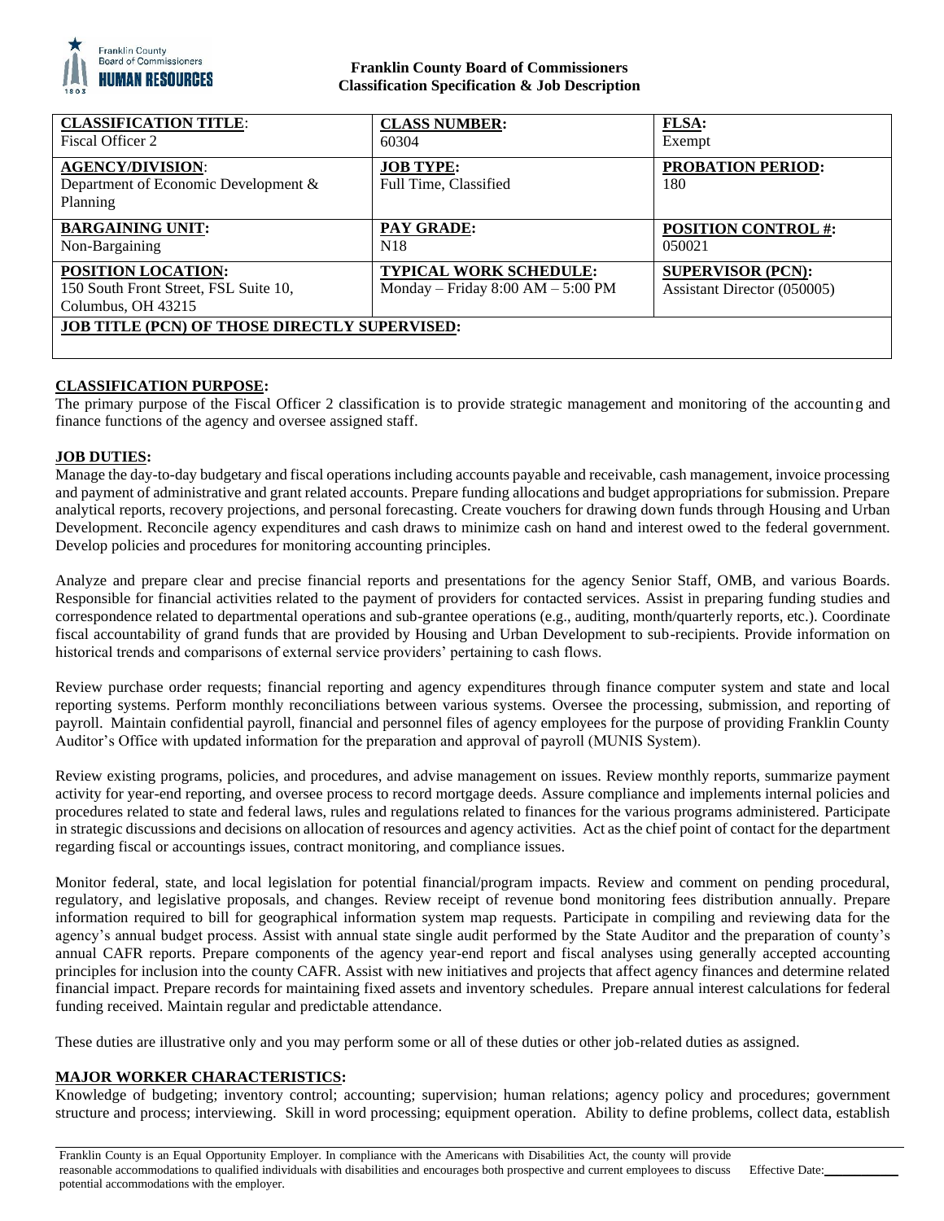**Franklin County Board of Commissioners**
**Classification Specification & Job Description**

| **CLASSIFICATION TITLE**: Fiscal Officer 2 | **CLASS NUMBER:** 60304 | **FLSA:** Exempt |
|---|---|---|
| **AGENCY/DIVISION**: Department of Economic Development & Planning | **JOB TYPE:** Full Time, Classified | **PROBATION PERIOD:** 180 |
| **BARGAINING UNIT:** Non-Bargaining | **PAY GRADE:** N18 | **POSITION CONTROL #:** 050021 |
| **POSITION LOCATION:** 150 South Front Street, FSL Suite 10, Columbus, OH 43215 | **TYPICAL WORK SCHEDULE:** Monday – Friday 8:00 AM – 5:00 PM | **SUPERVISOR (PCN):** Assistant Director (050005) |
| **JOB TITLE (PCN) OF THOSE DIRECTLY SUPERVISED:** | | |

## CLASSIFICATION PURPOSE:

The primary purpose of the Fiscal Officer 2 classification is to provide strategic management and monitoring of the accounting and finance functions of the agency and oversee assigned staff.

## JOB DUTIES:

Manage the day-to-day budgetary and fiscal operations including accounts payable and receivable, cash management, invoice processing and payment of administrative and grant related accounts. Prepare funding allocations and budget appropriations for submission. Prepare analytical reports, recovery projections, and personal forecasting. Create vouchers for drawing down funds through Housing and Urban Development. Reconcile agency expenditures and cash draws to minimize cash on hand and interest owed to the federal government. Develop policies and procedures for monitoring accounting principles.

Analyze and prepare clear and precise financial reports and presentations for the agency Senior Staff, OMB, and various Boards. Responsible for financial activities related to the payment of providers for contacted services. Assist in preparing funding studies and correspondence related to departmental operations and sub-grantee operations (e.g., auditing, month/quarterly reports, etc.). Coordinate fiscal accountability of grand funds that are provided by Housing and Urban Development to sub-recipients. Provide information on historical trends and comparisons of external service providers' pertaining to cash flows.

Review purchase order requests; financial reporting and agency expenditures through finance computer system and state and local reporting systems. Perform monthly reconciliations between various systems. Oversee the processing, submission, and reporting of payroll. Maintain confidential payroll, financial and personnel files of agency employees for the purpose of providing Franklin County Auditor's Office with updated information for the preparation and approval of payroll (MUNIS System).

Review existing programs, policies, and procedures, and advise management on issues. Review monthly reports, summarize payment activity for year-end reporting, and oversee process to record mortgage deeds. Assure compliance and implements internal policies and procedures related to state and federal laws, rules and regulations related to finances for the various programs administered. Participate in strategic discussions and decisions on allocation of resources and agency activities. Act as the chief point of contact for the department regarding fiscal or accountings issues, contract monitoring, and compliance issues.

Monitor federal, state, and local legislation for potential financial/program impacts. Review and comment on pending procedural, regulatory, and legislative proposals, and changes. Review receipt of revenue bond monitoring fees distribution annually. Prepare information required to bill for geographical information system map requests. Participate in compiling and reviewing data for the agency's annual budget process. Assist with annual state single audit performed by the State Auditor and the preparation of county's annual CAFR reports. Prepare components of the agency year-end report and fiscal analyses using generally accepted accounting principles for inclusion into the county CAFR. Assist with new initiatives and projects that affect agency finances and determine related financial impact. Prepare records for maintaining fixed assets and inventory schedules. Prepare annual interest calculations for federal funding received. Maintain regular and predictable attendance.

These duties are illustrative only and you may perform some or all of these duties or other job-related duties as assigned.

## MAJOR WORKER CHARACTERISTICS:

Knowledge of budgeting; inventory control; accounting; supervision; human relations; agency policy and procedures; government structure and process; interviewing. Skill in word processing; equipment operation. Ability to define problems, collect data, establish

Franklin County is an Equal Opportunity Employer. In compliance with the Americans with Disabilities Act, the county will provide reasonable accommodations to qualified individuals with disabilities and encourages both prospective and current employees to discuss potential accommodations with the employer. Effective Date:___________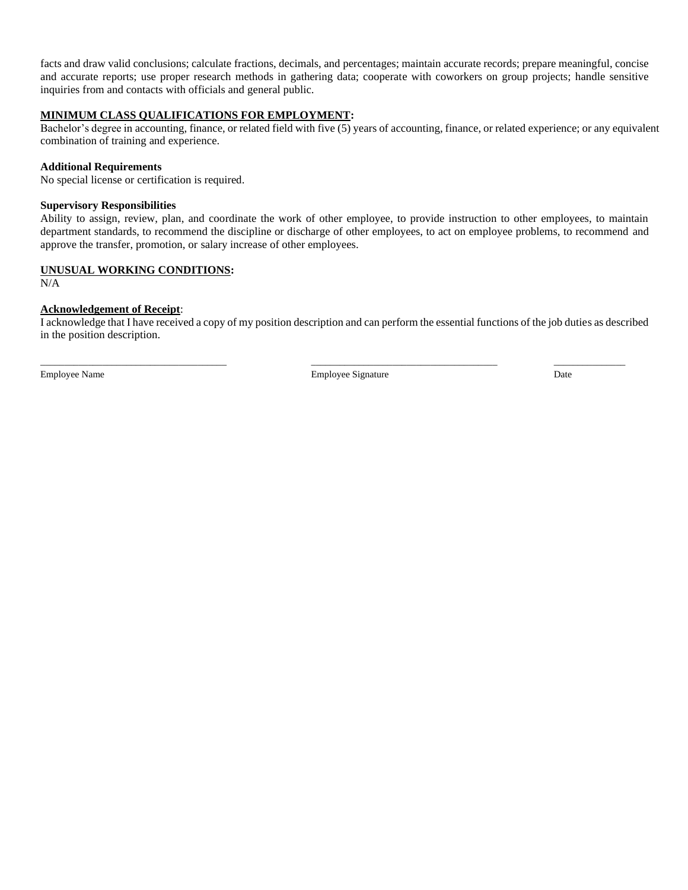facts and draw valid conclusions; calculate fractions, decimals, and percentages; maintain accurate records; prepare meaningful, concise and accurate reports; use proper research methods in gathering data; cooperate with coworkers on group projects; handle sensitive inquiries from and contacts with officials and general public.

**MINIMUM CLASS QUALIFICATIONS FOR EMPLOYMENT:**

Bachelor's degree in accounting, finance, or related field with five (5) years of accounting, finance, or related experience; or any equivalent combination of training and experience.

**Additional Requirements**

No special license or certification is required.

**Supervisory Responsibilities**

Ability to assign, review, plan, and coordinate the work of other employee, to provide instruction to other employees, to maintain department standards, to recommend the discipline or discharge of other employees, to act on employee problems, to recommend and approve the transfer, promotion, or salary increase of other employees.

**UNUSUAL WORKING CONDITIONS:**

N/A

**Acknowledgement of Receipt**:

I acknowledge that I have received a copy of my position description and can perform the essential functions of the job duties as described in the position description.

| | | |
|---|---|---|
| ___________________________________ | ___________________________________ | ______________ |
| Employee Name | Employee Signature | Date |